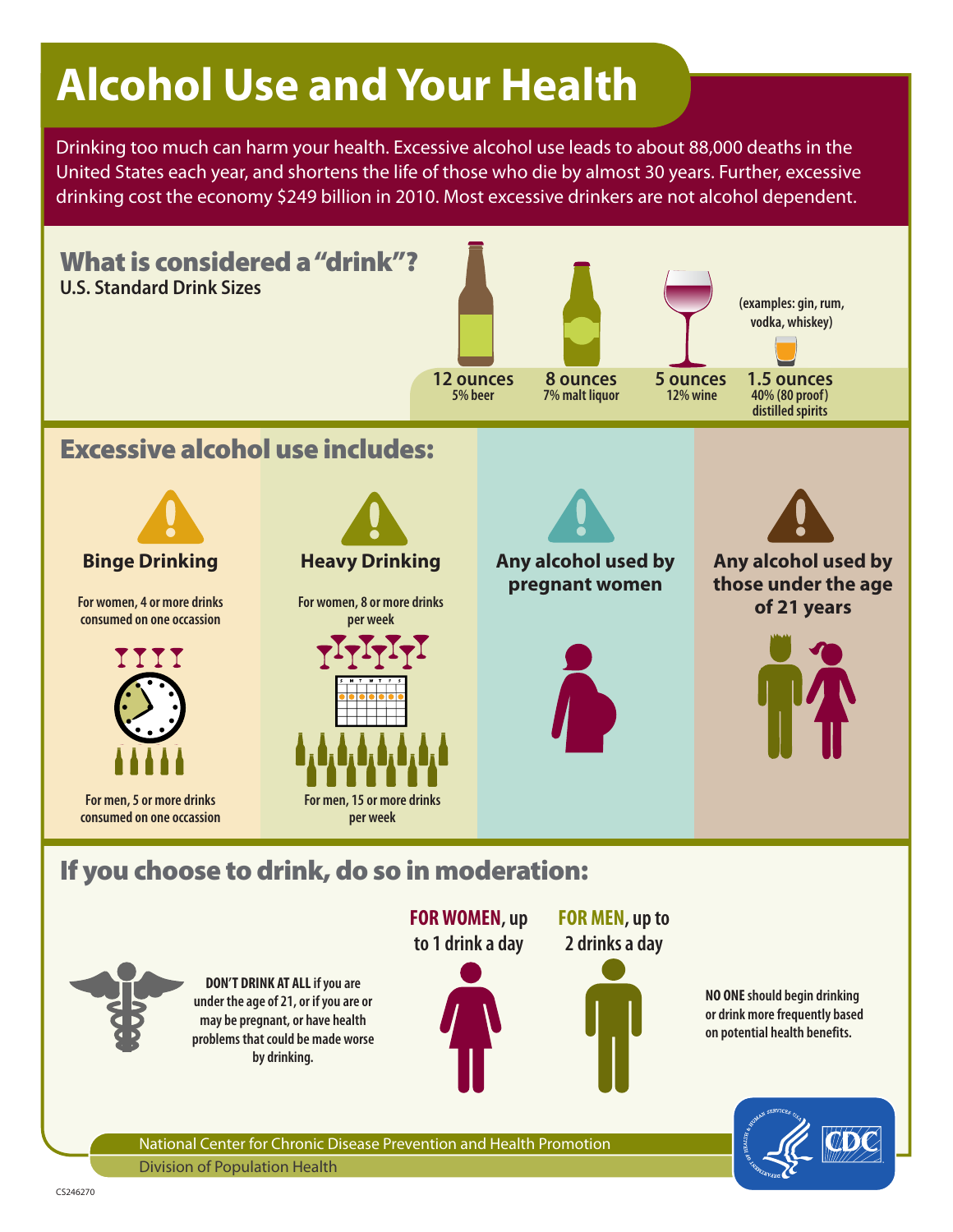# Alcohol Use and Your Health

Drinking too much can harm your health. Excessive alcohol use leads to about 88,000 deaths in the United States each year, and shortens the life of those who die by almost 30 years. Further, excessive drinking cost the economy $249 billion in 2010. Most excessive drinkers are not alcohol dependent.

## What is considered a "drink"?

**U.S. Standard Drink Sizes**

- **12 ounces** 5% beer
- **8 ounces** 7% malt liquor
- **5 ounces** 12% wine
- **1.5 ounces** 40% (80 proof) distilled spirits (examples: gin, rum, vodka, whiskey)

## Excessive alcohol use includes:

### Binge Drinking

For women, 4 or more drinks consumed on one occassion

For men, 5 or more drinks consumed on one occassion

### Heavy Drinking

For women, 8 or more drinks per week

For men, 15 or more drinks per week

### Any alcohol used by pregnant women

### Any alcohol used by those under the age of 21 years

## If you choose to drink, do so in moderation:

**DON'T DRINK AT ALL** if you are under the age of 21, or if you are or may be pregnant, or have health problems that could be made worse by drinking.

**FOR WOMEN**, up to 1 drink a day

**FOR MEN**, up to 2 drinks a day

**NO ONE** should begin drinking or drink more frequently based on potential health benefits.

National Center for Chronic Disease Prevention and Health Promotion

Division of Population Health

CS246270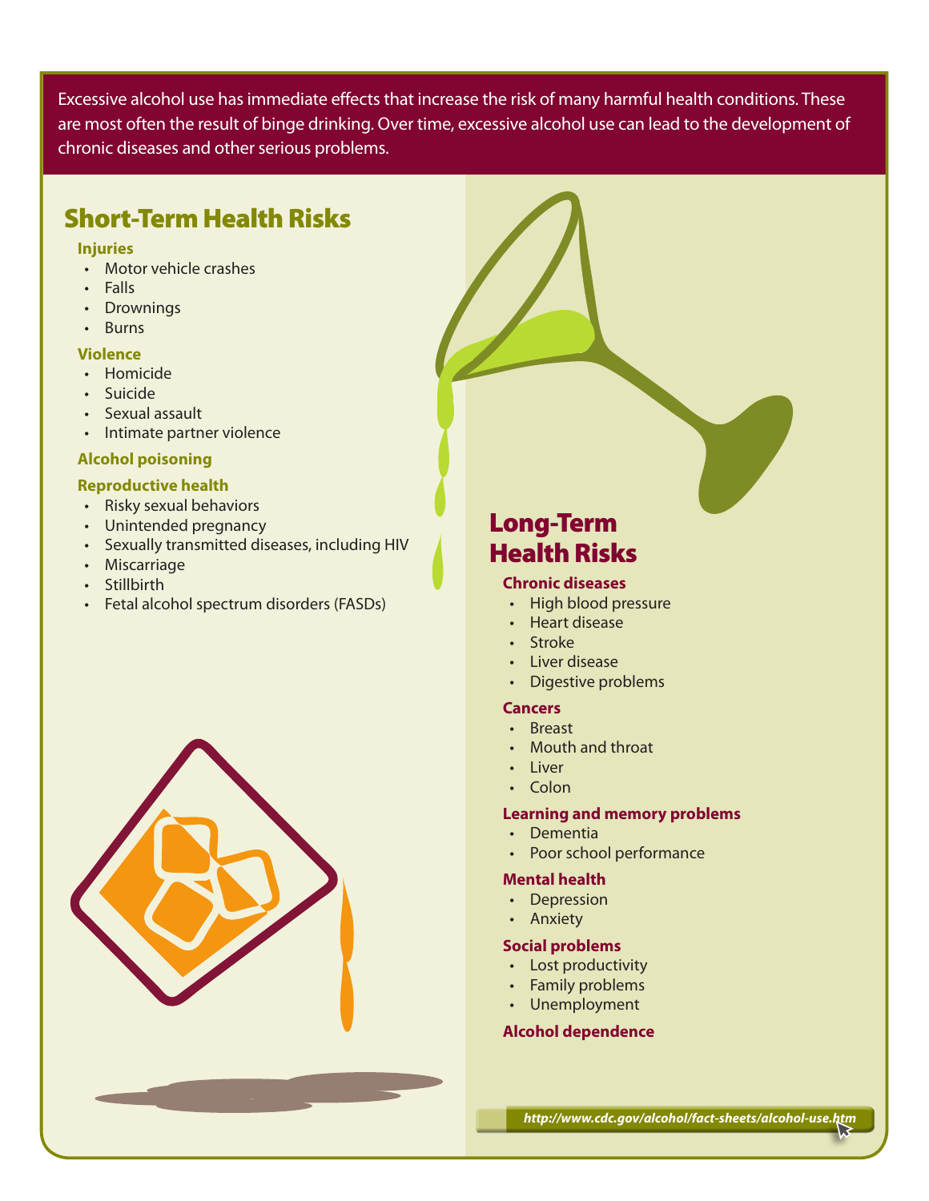Excessive alcohol use has immediate effects that increase the risk of many harmful health conditions. These are most often the result of binge drinking. Over time, excessive alcohol use can lead to the development of chronic diseases and other serious problems.

## Short-Term Health Risks

### Injuries

- Motor vehicle crashes
- Falls
- Drownings
- Burns

### Violence

- Homicide
- Suicide
- Sexual assault
- Intimate partner violence

### Alcohol poisoning

### Reproductive health

- Risky sexual behaviors
- Unintended pregnancy
- Sexually transmitted diseases, including HIV
- Miscarriage
- Stillbirth
- Fetal alcohol spectrum disorders (FASDs)

## Long-Term Health Risks

### Chronic diseases

- High blood pressure
- Heart disease
- Stroke
- Liver disease
- Digestive problems

### Cancers

- Breast
- Mouth and throat
- Liver
- Colon

### Learning and memory problems

- Dementia
- Poor school performance

### Mental health

- Depression
- Anxiety

### Social problems

- Lost productivity
- Family problems
- Unemployment

### Alcohol dependence

*http://www.cdc.gov/alcohol/fact-sheets/alcohol-use.htm*